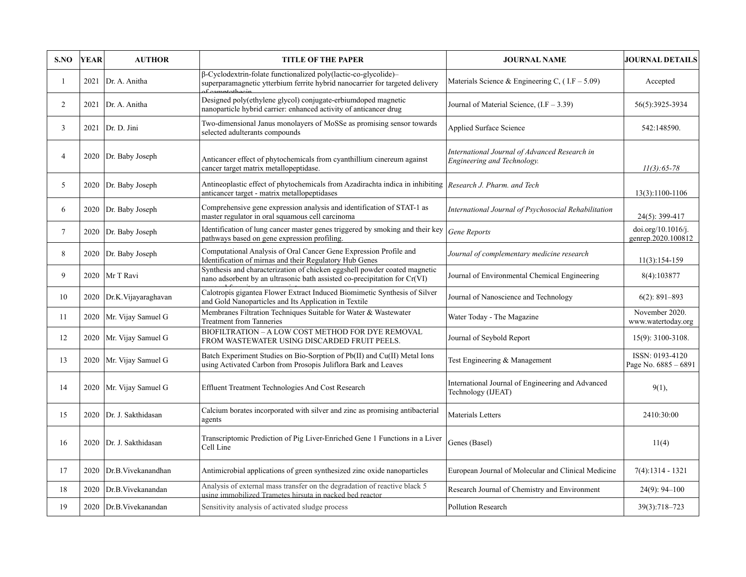| S.NO | YEAR | AUTHOR | TITLE OF THE PAPER | JOURNAL NAME | JOURNAL DETAILS |
|---|---|---|---|---|---|
| 1 | 2021 | Dr. A. Anitha | β-Cyclodextrin-folate functionalized poly(lactic-co-glycolide)–superparamagnetic ytterbium ferrite hybrid nanocarrier for targeted delivery of camptothecin | Materials Science & Engineering C, ( I.F – 5.09) | Accepted |
| 2 | 2021 | Dr. A. Anitha | Designed poly(ethylene glycol) conjugate-erbiumdoped magnetic nanoparticle hybrid carrier: enhanced activity of anticancer drug | Journal of Material Science, (I.F – 3.39) | 56(5):3925-3934 |
| 3 | 2021 | Dr. D. Jini | Two-dimensional Janus monolayers of MoSSe as promising sensor towards selected adulterants compounds | Applied Surface Science | 542:148590. |
| 4 | 2020 | Dr. Baby Joseph | Anticancer effect of phytochemicals from cyanthillium cinereum against cancer target matrix metallopeptidase. | *International Journal of Advanced Research in Engineering and Technology.* | *11(3):65-78* |
| 5 | 2020 | Dr. Baby Joseph | Antineoplastic effect of phytochemicals from Azadirachta indica in inhibiting anticancer target - matrix metallopeptidases | *Research J. Pharm. and Tech* | 13(3):1100-1106 |
| 6 | 2020 | Dr. Baby Joseph | Comprehensive gene expression analysis and identification of STAT-1 as master regulator in oral squamous cell carcinoma | *International Journal of Psychosocial Rehabilitation* | 24(5): 399-417 |
| 7 | 2020 | Dr. Baby Joseph | Identification of lung cancer master genes triggered by smoking and their key pathways based on gene expression profiling. | *Gene Reports* | doi.org/10.1016/j. genrep.2020.100812 |
| 8 | 2020 | Dr. Baby Joseph | Computational Analysis of Oral Cancer Gene Expression Profile and Identification of mirnas and their Regulatory Hub Genes | *Journal of complementary medicine research* | 11(3):154-159 |
| 9 | 2020 | Mr T Ravi | Synthesis and characterization of chicken eggshell powder coated magnetic nano adsorbent by an ultrasonic bath assisted co-precipitation for Cr(VI) removal from its aqueous mixture | Journal of Environmental Chemical Engineering | 8(4):103877 |
| 10 | 2020 | Dr.K.Vijayaraghavan | Calotropis gigantea Flower Extract Induced Biomimetic Synthesis of Silver and Gold Nanoparticles and Its Application in Textile | Journal of Nanoscience and Technology | 6(2): 891–893 |
| 11 | 2020 | Mr. Vijay Samuel G | Membranes Filtration Techniques Suitable for Water & Wastewater Treatment from Tanneries | Water Today - The Magazine | November 2020. www.watertoday.org |
| 12 | 2020 | Mr. Vijay Samuel G | BIOFILTRATION – A LOW COST METHOD FOR DYE REMOVAL FROM WASTEWATER USING DISCARDED FRUIT PEELS. | Journal of Seybold Report | 15(9): 3100-3108. |
| 13 | 2020 | Mr. Vijay Samuel G | Batch Experiment Studies on Bio-Sorption of Pb(II) and Cu(II) Metal Ions using Activated Carbon from Prosopis Juliflora Bark and Leaves | Test Engineering & Management | ISSN: 0193-4120 Page No. 6885 – 6891 |
| 14 | 2020 | Mr. Vijay Samuel G | Effluent Treatment Technologies And Cost Research | International Journal of Engineering and Advanced Technology (IJEAT) | 9(1), |
| 15 | 2020 | Dr. J. Sakthidasan | Calcium borates incorporated with silver and zinc as promising antibacterial agents | Materials Letters | 2410:30:00 |
| 16 | 2020 | Dr. J. Sakthidasan | Transcriptomic Prediction of Pig Liver-Enriched Gene 1 Functions in a Liver Cell Line | Genes (Basel) | 11(4) |
| 17 | 2020 | Dr.B.Vivekanandhan | Antimicrobial applications of green synthesized zinc oxide nanoparticles | European Journal of Molecular and Clinical Medicine | 7(4):1314 - 1321 |
| 18 | 2020 | Dr.B.Vivekanandan | Analysis of external mass transfer on the degradation of reactive black 5 using immobilized Trametes hirsuta in packed bed reactor | Research Journal of Chemistry and Environment | 24(9): 94–100 |
| 19 | 2020 | Dr.B.Vivekanandan | Sensitivity analysis of activated sludge process | Pollution Research | 39(3):718–723 |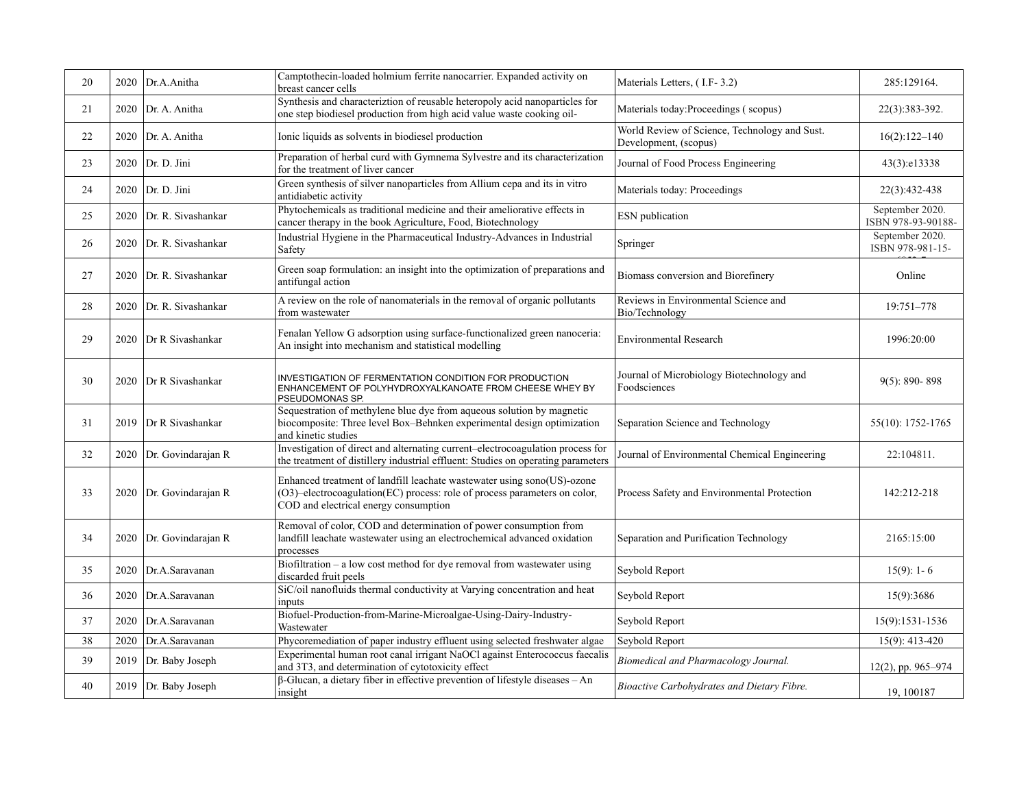| 20 | 2020 | Dr.A.Anitha | Camptothecin-loaded holmium ferrite nanocarrier. Expanded activity on breast cancer cells | Materials Letters, ( I.F- 3.2) | 285:129164. |
|---|---|---|---|---|---|
| 21 | 2020 | Dr. A. Anitha | Synthesis and characteriztion of reusable heteropoly acid nanoparticles for one step biodiesel production from high acid value waste cooking oil- | Materials today:Proceedings ( scopus) | 22(3):383-392. |
| 22 | 2020 | Dr. A. Anitha | Ionic liquids as solvents in biodiesel production | World Review of Science, Technology and Sust. Development, (scopus) | 16(2):122–140 |
| 23 | 2020 | Dr. D. Jini | Preparation of herbal curd with Gymnema Sylvestre and its characterization for the treatment of liver cancer | Journal of Food Process Engineering | 43(3):e13338 |
| 24 | 2020 | Dr. D. Jini | Green synthesis of silver nanoparticles from Allium cepa and its in vitro antidiabetic activity | Materials today: Proceedings | 22(3):432-438 |
| 25 | 2020 | Dr. R. Sivashankar | Phytochemicals as traditional medicine and their ameliorative effects in cancer therapy in the book Agriculture, Food, Biotechnology | ESN publication | September 2020. ISBN 978-93-90188- |
| 26 | 2020 | Dr. R. Sivashankar | Industrial Hygiene in the Pharmaceutical Industry-Advances in Industrial Safety | Springer | September 2020. ISBN 978-981-15- |
| 27 | 2020 | Dr. R. Sivashankar | Green soap formulation: an insight into the optimization of preparations and antifungal action | Biomass conversion and Biorefinery | Online |
| 28 | 2020 | Dr. R. Sivashankar | A review on the role of nanomaterials in the removal of organic pollutants from wastewater | Reviews in Environmental Science and Bio/Technology | 19:751–778 |
| 29 | 2020 | Dr R Sivashankar | Fenalan Yellow G adsorption using surface-functionalized green nanoceria: An insight into mechanism and statistical modelling | Environmental Research | 1996:20:00 |
| 30 | 2020 | Dr R Sivashankar | INVESTIGATION OF FERMENTATION CONDITION FOR PRODUCTION ENHANCEMENT OF POLYHYDROXYALKANOATE FROM CHEESE WHEY BY PSEUDOMONAS SP. | Journal of Microbiology Biotechnology and Foodsciences | 9(5): 890- 898 |
| 31 | 2019 | Dr R Sivashankar | Sequestration of methylene blue dye from aqueous solution by magnetic biocomposite: Three level Box–Behnken experimental design optimization and kinetic studies | Separation Science and Technology | 55(10): 1752-1765 |
| 32 | 2020 | Dr. Govindarajan R | Investigation of direct and alternating current–electrocoagulation process for the treatment of distillery industrial effluent: Studies on operating parameters | Journal of Environmental Chemical Engineering | 22:104811. |
| 33 | 2020 | Dr. Govindarajan R | Enhanced treatment of landfill leachate wastewater using sono(US)-ozone (O3)–electrocoagulation(EC) process: role of process parameters on color, COD and electrical energy consumption | Process Safety and Environmental Protection | 142:212-218 |
| 34 | 2020 | Dr. Govindarajan R | Removal of color, COD and determination of power consumption from landfill leachate wastewater using an electrochemical advanced oxidation processes | Separation and Purification Technology | 2165:15:00 |
| 35 | 2020 | Dr.A.Saravanan | Biofiltration – a low cost method for dye removal from wastewater using discarded fruit peels | Seybold Report | 15(9): 1- 6 |
| 36 | 2020 | Dr.A.Saravanan | SiC/oil nanofluids thermal conductivity at Varying concentration and heat inputs | Seybold Report | 15(9):3686 |
| 37 | 2020 | Dr.A.Saravanan | Biofuel-Production-from-Marine-Microalgae-Using-Dairy-Industry-Wastewater | Seybold Report | 15(9):1531-1536 |
| 38 | 2020 | Dr.A.Saravanan | Phycoremediation of paper industry effluent using selected freshwater algae | Seybold Report | 15(9): 413-420 |
| 39 | 2019 | Dr. Baby Joseph | Experimental human root canal irrigant NaOCl against Enterococcus faecalis and 3T3, and determination of cytotoxicity effect | *Biomedical and Pharmacology Journal.* | 12(2), pp. 965–974 |
| 40 | 2019 | Dr. Baby Joseph | β-Glucan, a dietary fiber in effective prevention of lifestyle diseases – An insight | *Bioactive Carbohydrates and Dietary Fibre.* | 19, 100187 |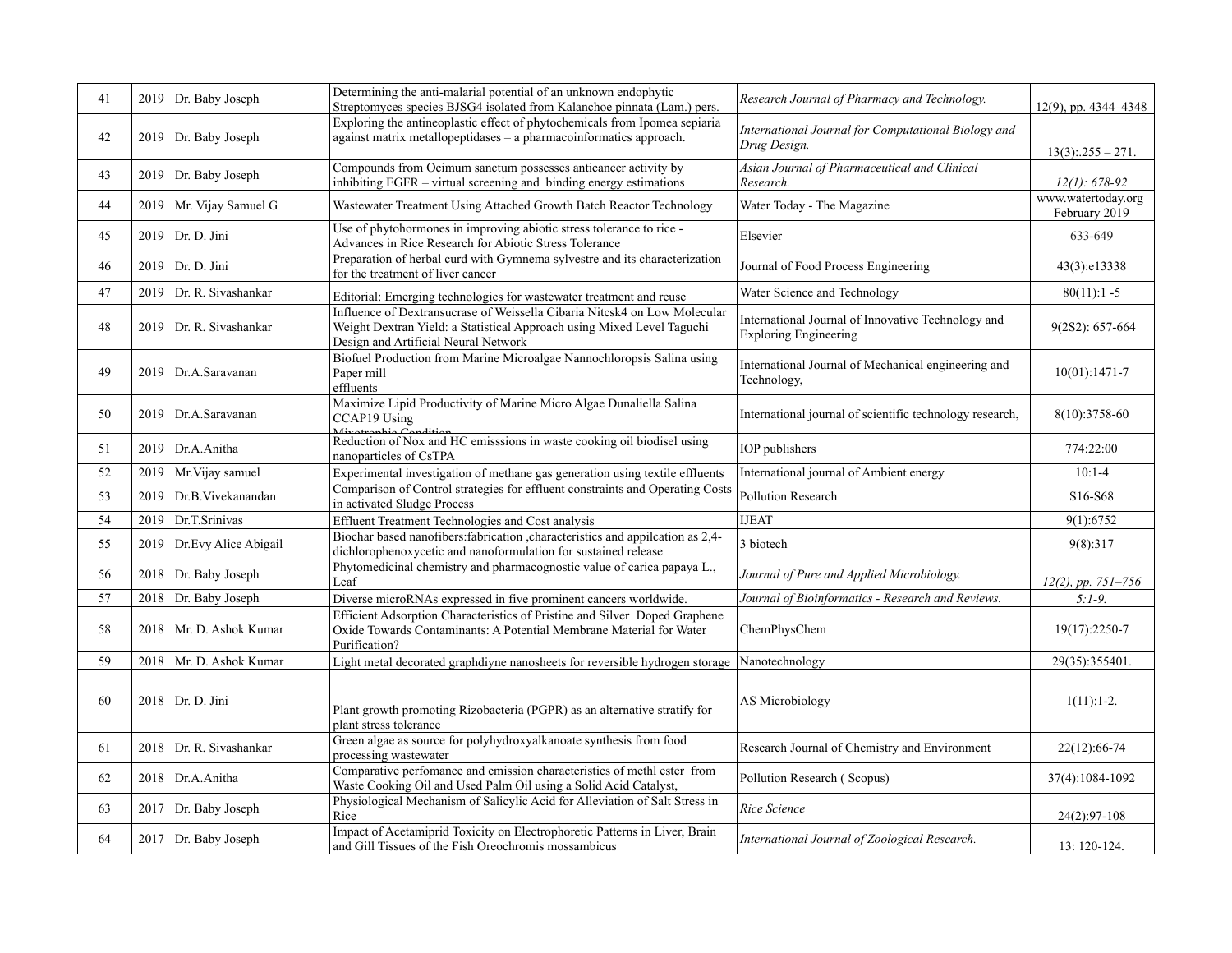| 41 | 2019 | Dr. Baby Joseph | Determining the anti-malarial potential of an unknown endophytic Streptomyces species BJSG4 isolated from Kalanchoe pinnata (Lam.) pers. | *Research Journal of Pharmacy and Technology.* | 12(9), pp. 4344–4348 |
|---|---|---|---|---|---|
| 42 | 2019 | Dr. Baby Joseph | Exploring the antineoplastic effect of phytochemicals from Ipomea sepiaria against matrix metallopeptidases – a pharmacoinformatics approach. | *International Journal for Computational Biology and Drug Design.* | 13(3):.255 – 271. |
| 43 | 2019 | Dr. Baby Joseph | Compounds from Ocimum sanctum possesses anticancer activity by inhibiting EGFR – virtual screening and binding energy estimations | *Asian Journal of Pharmaceutical and Clinical Research.* | *12(1): 678-92* |
| 44 | 2019 | Mr. Vijay Samuel G | Wastewater Treatment Using Attached Growth Batch Reactor Technology | Water Today - The Magazine | www.watertoday.org February 2019 |
| 45 | 2019 | Dr. D. Jini | Use of phytohormones in improving abiotic stress tolerance to rice - Advances in Rice Research for Abiotic Stress Tolerance | Elsevier | 633-649 |
| 46 | 2019 | Dr. D. Jini | Preparation of herbal curd with Gymnema sylvestre and its characterization for the treatment of liver cancer | Journal of Food Process Engineering | 43(3):e13338 |
| 47 | 2019 | Dr. R. Sivashankar | Editorial: Emerging technologies for wastewater treatment and reuse | Water Science and Technology | 80(11):1 -5 |
| 48 | 2019 | Dr. R. Sivashankar | Influence of Dextransucrase of Weissella Cibaria Nitcsk4 on Low Molecular Weight Dextran Yield: a Statistical Approach using Mixed Level Taguchi Design and Artificial Neural Network | International Journal of Innovative Technology and Exploring Engineering | 9(2S2): 657-664 |
| 49 | 2019 | Dr.A.Saravanan | Biofuel Production from Marine Microalgae Nannochloropsis Salina using Paper mill effluents | International Journal of Mechanical engineering and Technology, | 10(01):1471-7 |
| 50 | 2019 | Dr.A.Saravanan | Maximize Lipid Productivity of Marine Micro Algae Dunaliella Salina CCAP19 Using Mixotrophic Condition | International journal of scientific technology research, | 8(10):3758-60 |
| 51 | 2019 | Dr.A.Anitha | Reduction of Nox and HC emisssions in waste cooking oil biodisel using nanoparticles of CsTPA | IOP publishers | 774:22:00 |
| 52 | 2019 | Mr.Vijay samuel | Experimental investigation of methane gas generation using textile effluents | International journal of Ambient energy | 10:1-4 |
| 53 | 2019 | Dr.B.Vivekanandan | Comparison of Control strategies for effluent constraints and Operating Costs in activated Sludge Process | Pollution Research | S16-S68 |
| 54 | 2019 | Dr.T.Srinivas | Effluent Treatment Technologies and Cost analysis | IJEAT | 9(1):6752 |
| 55 | 2019 | Dr.Evy Alice Abigail | Biochar based nanofibers:fabrication ,characteristics and appilcation as 2,4-dichlorophenoxycetic and nanoformulation for sustained release | 3 biotech | 9(8):317 |
| 56 | 2018 | Dr. Baby Joseph | Phytomedicinal chemistry and pharmacognostic value of carica papaya L., Leaf | *Journal of Pure and Applied Microbiology.* | *12(2), pp. 751–756* |
| 57 | 2018 | Dr. Baby Joseph | Diverse microRNAs expressed in five prominent cancers worldwide. | *Journal of Bioinformatics - Research and Reviews.* | *5:1-9.* |
| 58 | 2018 | Mr. D. Ashok Kumar | Efficient Adsorption Characteristics of Pristine and Silver‐Doped Graphene Oxide Towards Contaminants: A Potential Membrane Material for Water Purification? | ChemPhysChem | 19(17):2250-7 |
| 59 | 2018 | Mr. D. Ashok Kumar | Light metal decorated graphdiyne nanosheets for reversible hydrogen storage | Nanotechnology | 29(35):355401. |
| 60 | 2018 | Dr. D. Jini | Plant growth promoting Rizobacteria (PGPR) as an alternative stratify for plant stress tolerance | AS Microbiology | 1(11):1-2. |
| 61 | 2018 | Dr. R. Sivashankar | Green algae as source for polyhydroxyalkanoate synthesis from food processing wastewater | Research Journal of Chemistry and Environment | 22(12):66-74 |
| 62 | 2018 | Dr.A.Anitha | Comparative perfomance and emission characteristics of methl ester from Waste Cooking Oil and Used Palm Oil using a Solid Acid Catalyst, | Pollution Research ( Scopus) | 37(4):1084-1092 |
| 63 | 2017 | Dr. Baby Joseph | Physiological Mechanism of Salicylic Acid for Alleviation of Salt Stress in Rice | *Rice Science* | 24(2):97-108 |
| 64 | 2017 | Dr. Baby Joseph | Impact of Acetamiprid Toxicity on Electrophoretic Patterns in Liver, Brain and Gill Tissues of the Fish Oreochromis mossambicus | *International Journal of Zoological Research.* | 13: 120-124. |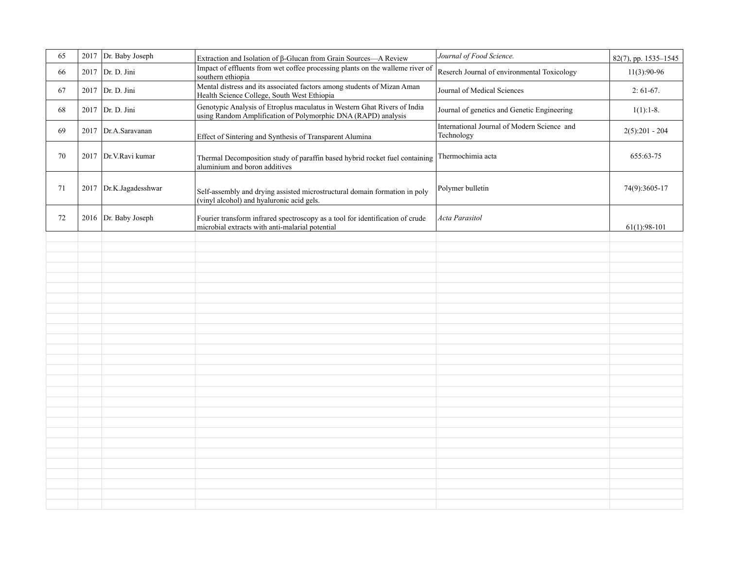| | | | | | |
|---|---|---|---|---|---|
| 65 | 2017 | Dr. Baby Joseph | Extraction and Isolation of β-Glucan from Grain Sources—A Review | *Journal of Food Science.* | 82(7), pp. 1535–1545 |
| 66 | 2017 | Dr. D. Jini | Impact of effluents from wet coffee processing plants on the walleme river of southern ethiopia | Reserch Journal of environmental Toxicology | 11(3):90-96 |
| 67 | 2017 | Dr. D. Jini | Mental distress and its associated factors among students of Mizan Aman Health Science College, South West Ethiopia | Journal of Medical Sciences | 2: 61-67. |
| 68 | 2017 | Dr. D. Jini | Genotypic Analysis of Etroplus maculatus in Western Ghat Rivers of India using Random Amplification of Polymorphic DNA (RAPD) analysis | Journal of genetics and Genetic Engineering | 1(1):1-8. |
| 69 | 2017 | Dr.A.Saravanan | Effect of Sintering and Synthesis of Transparent Alumina | International Journal of Modern Science and Technology | 2(5):201 - 204 |
| 70 | 2017 | Dr.V.Ravi kumar | Thermal Decomposition study of paraffin based hybrid rocket fuel containing aluminium and boron additives | Thermochimia acta | 655:63-75 |
| 71 | 2017 | Dr.K.Jagadesshwar | Self-assembly and drying assisted microstructural domain formation in poly (vinyl alcohol) and hyaluronic acid gels. | Polymer bulletin | 74(9):3605-17 |
| 72 | 2016 | Dr. Baby Joseph | Fourier transform infrared spectroscopy as a tool for identification of crude microbial extracts with anti-malarial potential | *Acta Parasitol* | 61(1):98-101 |